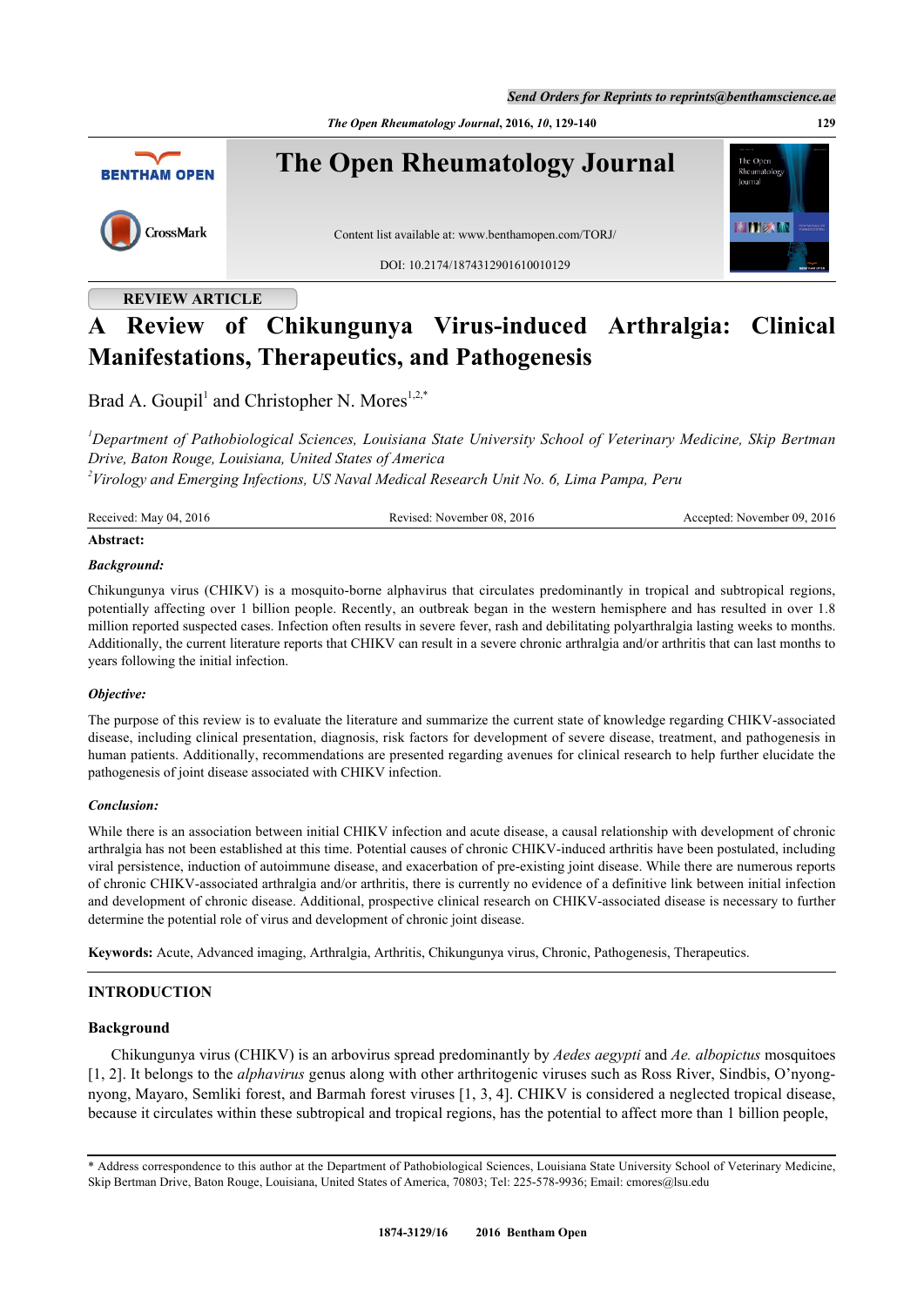REVIEW ARTICLE

# A Review of Chikungunya Virus-induced Arthralgia: Clinical Manifestations, Therapeutics, and Pathogenesis

Brad A. Goupil[1] and Christopher N. Mores[1,2,*]

[1]*Department of Pathobiological Sciences, Louisiana State University School of Veterinary Medicine, Skip Bertman Drive, Baton Rouge, Louisiana, United States of America*

[2]*Virology and Emerging Infections, US Naval Medical Research Unit No. 6, Lima Pampa, Peru*

Received: May 04, 2016 Revised: November 08, 2016 Accepted: November 09, 2016

**Abstract:**

***Background:***

Chikungunya virus (CHIKV) is a mosquito-borne alphavirus that circulates predominantly in tropical and subtropical regions, potentially affecting over 1 billion people. Recently, an outbreak began in the western hemisphere and has resulted in over 1.8 million reported suspected cases. Infection often results in severe fever, rash and debilitating polyarthralgia lasting weeks to months. Additionally, the current literature reports that CHIKV can result in a severe chronic arthralgia and/or arthritis that can last months to years following the initial infection.

***Objective:***

The purpose of this review is to evaluate the literature and summarize the current state of knowledge regarding CHIKV-associated disease, including clinical presentation, diagnosis, risk factors for development of severe disease, treatment, and pathogenesis in human patients. Additionally, recommendations are presented regarding avenues for clinical research to help further elucidate the pathogenesis of joint disease associated with CHIKV infection.

***Conclusion:***

While there is an association between initial CHIKV infection and acute disease, a causal relationship with development of chronic arthralgia has not been established at this time. Potential causes of chronic CHIKV-induced arthritis have been postulated, including viral persistence, induction of autoimmune disease, and exacerbation of pre-existing joint disease. While there are numerous reports of chronic CHIKV-associated arthralgia and/or arthritis, there is currently no evidence of a definitive link between initial infection and development of chronic disease. Additional, prospective clinical research on CHIKV-associated disease is necessary to further determine the potential role of virus and development of chronic joint disease.

**Keywords:** Acute, Advanced imaging, Arthralgia, Arthritis, Chikungunya virus, Chronic, Pathogenesis, Therapeutics.

## INTRODUCTION

### Background

Chikungunya virus (CHIKV) is an arbovirus spread predominantly by *Aedes aegypti* and *Ae. albopictus* mosquitoes [1, 2]. It belongs to the *alphavirus* genus along with other arthritogenic viruses such as Ross River, Sindbis, O'nyong-nyong, Mayaro, Semliki forest, and Barmah forest viruses [1, 3, 4]. CHIKV is considered a neglected tropical disease, because it circulates within these subtropical and tropical regions, has the potential to affect more than 1 billion people,

\* Address correspondence to this author at the Department of Pathobiological Sciences, Louisiana State University School of Veterinary Medicine, Skip Bertman Drive, Baton Rouge, Louisiana, United States of America, 70803; Tel: 225-578-9936; Email: cmores@lsu.edu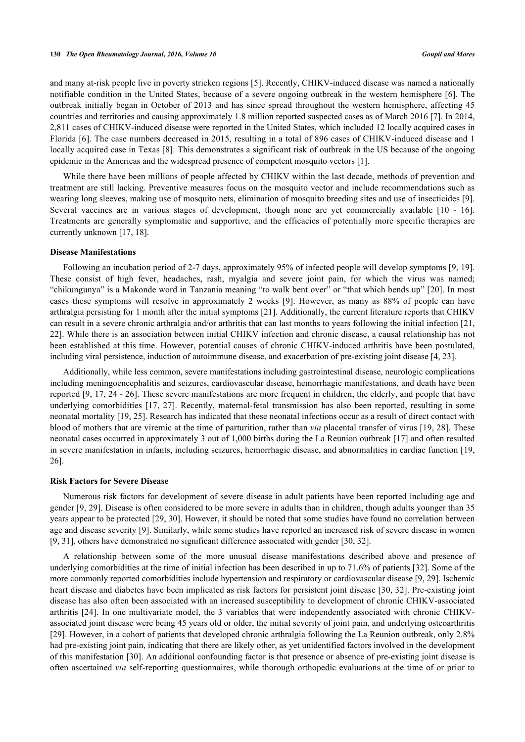and many at-risk people live in poverty stricken regions [5]. Recently, CHIKV-induced disease was named a nationally notifiable condition in the United States, because of a severe ongoing outbreak in the western hemisphere [6]. The outbreak initially began in October of 2013 and has since spread throughout the western hemisphere, affecting 45 countries and territories and causing approximately 1.8 million reported suspected cases as of March 2016 [7]. In 2014, 2,811 cases of CHIKV-induced disease were reported in the United States, which included 12 locally acquired cases in Florida [6]. The case numbers decreased in 2015, resulting in a total of 896 cases of CHIKV-induced disease and 1 locally acquired case in Texas [8]. This demonstrates a significant risk of outbreak in the US because of the ongoing epidemic in the Americas and the widespread presence of competent mosquito vectors [1].

While there have been millions of people affected by CHIKV within the last decade, methods of prevention and treatment are still lacking. Preventive measures focus on the mosquito vector and include recommendations such as wearing long sleeves, making use of mosquito nets, elimination of mosquito breeding sites and use of insecticides [9]. Several vaccines are in various stages of development, though none are yet commercially available [10 - 16]. Treatments are generally symptomatic and supportive, and the efficacies of potentially more specific therapies are currently unknown [17, 18].

### Disease Manifestations

Following an incubation period of 2-7 days, approximately 95% of infected people will develop symptoms [9, 19]. These consist of high fever, headaches, rash, myalgia and severe joint pain, for which the virus was named; "chikungunya" is a Makonde word in Tanzania meaning "to walk bent over" or "that which bends up" [20]. In most cases these symptoms will resolve in approximately 2 weeks [9]. However, as many as 88% of people can have arthralgia persisting for 1 month after the initial symptoms [21]. Additionally, the current literature reports that CHIKV can result in a severe chronic arthralgia and/or arthritis that can last months to years following the initial infection [21, 22]. While there is an association between initial CHIKV infection and chronic disease, a causal relationship has not been established at this time. However, potential causes of chronic CHIKV-induced arthritis have been postulated, including viral persistence, induction of autoimmune disease, and exacerbation of pre-existing joint disease [4, 23].

Additionally, while less common, severe manifestations including gastrointestinal disease, neurologic complications including meningoencephalitis and seizures, cardiovascular disease, hemorrhagic manifestations, and death have been reported [9, 17, 24 - 26]. These severe manifestations are more frequent in children, the elderly, and people that have underlying comorbidities [17, 27]. Recently, maternal-fetal transmission has also been reported, resulting in some neonatal mortality [19, 25]. Research has indicated that these neonatal infections occur as a result of direct contact with blood of mothers that are viremic at the time of parturition, rather than *via* placental transfer of virus [19, 28]. These neonatal cases occurred in approximately 3 out of 1,000 births during the La Reunion outbreak [17] and often resulted in severe manifestation in infants, including seizures, hemorrhagic disease, and abnormalities in cardiac function [19, 26].

### Risk Factors for Severe Disease

Numerous risk factors for development of severe disease in adult patients have been reported including age and gender [9, 29]. Disease is often considered to be more severe in adults than in children, though adults younger than 35 years appear to be protected [29, 30]. However, it should be noted that some studies have found no correlation between age and disease severity [9]. Similarly, while some studies have reported an increased risk of severe disease in women [9, 31], others have demonstrated no significant difference associated with gender [30, 32].

A relationship between some of the more unusual disease manifestations described above and presence of underlying comorbidities at the time of initial infection has been described in up to 71.6% of patients [32]. Some of the more commonly reported comorbidities include hypertension and respiratory or cardiovascular disease [9, 29]. Ischemic heart disease and diabetes have been implicated as risk factors for persistent joint disease [30, 32]. Pre-existing joint disease has also often been associated with an increased susceptibility to development of chronic CHIKV-associated arthritis [24]. In one multivariate model, the 3 variables that were independently associated with chronic CHIKV-associated joint disease were being 45 years old or older, the initial severity of joint pain, and underlying osteoarthritis [29]. However, in a cohort of patients that developed chronic arthralgia following the La Reunion outbreak, only 2.8% had pre-existing joint pain, indicating that there are likely other, as yet unidentified factors involved in the development of this manifestation [30]. An additional confounding factor is that presence or absence of pre-existing joint disease is often ascertained *via* self-reporting questionnaires, while thorough orthopedic evaluations at the time of or prior to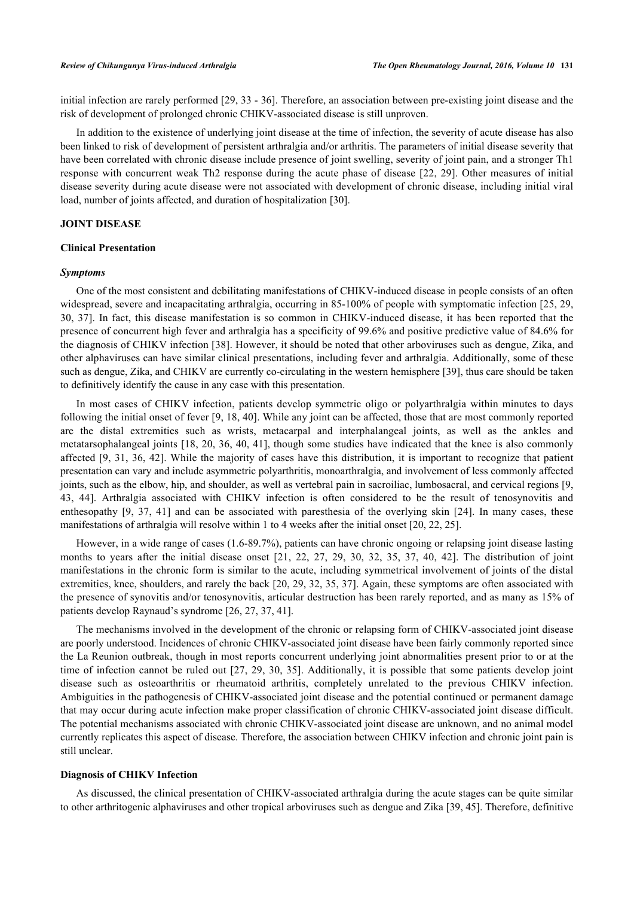initial infection are rarely performed [29, 33 - 36]. Therefore, an association between pre-existing joint disease and the risk of development of prolonged chronic CHIKV-associated disease is still unproven.

In addition to the existence of underlying joint disease at the time of infection, the severity of acute disease has also been linked to risk of development of persistent arthralgia and/or arthritis. The parameters of initial disease severity that have been correlated with chronic disease include presence of joint swelling, severity of joint pain, and a stronger Th1 response with concurrent weak Th2 response during the acute phase of disease [22, 29]. Other measures of initial disease severity during acute disease were not associated with development of chronic disease, including initial viral load, number of joints affected, and duration of hospitalization [30].

## JOINT DISEASE

### Clinical Presentation

#### *Symptoms*

One of the most consistent and debilitating manifestations of CHIKV-induced disease in people consists of an often widespread, severe and incapacitating arthralgia, occurring in 85-100% of people with symptomatic infection [25, 29, 30, 37]. In fact, this disease manifestation is so common in CHIKV-induced disease, it has been reported that the presence of concurrent high fever and arthralgia has a specificity of 99.6% and positive predictive value of 84.6% for the diagnosis of CHIKV infection [38]. However, it should be noted that other arboviruses such as dengue, Zika, and other alphaviruses can have similar clinical presentations, including fever and arthralgia. Additionally, some of these such as dengue, Zika, and CHIKV are currently co-circulating in the western hemisphere [39], thus care should be taken to definitively identify the cause in any case with this presentation.

In most cases of CHIKV infection, patients develop symmetric oligo or polyarthralgia within minutes to days following the initial onset of fever [9, 18, 40]. While any joint can be affected, those that are most commonly reported are the distal extremities such as wrists, metacarpal and interphalangeal joints, as well as the ankles and metatarsophalangeal joints [18, 20, 36, 40, 41], though some studies have indicated that the knee is also commonly affected [9, 31, 36, 42]. While the majority of cases have this distribution, it is important to recognize that patient presentation can vary and include asymmetric polyarthritis, monoarthralgia, and involvement of less commonly affected joints, such as the elbow, hip, and shoulder, as well as vertebral pain in sacroiliac, lumbosacral, and cervical regions [9, 43, 44]. Arthralgia associated with CHIKV infection is often considered to be the result of tenosynovitis and enthesopathy [9, 37, 41] and can be associated with paresthesia of the overlying skin [24]. In many cases, these manifestations of arthralgia will resolve within 1 to 4 weeks after the initial onset [20, 22, 25].

However, in a wide range of cases (1.6-89.7%), patients can have chronic ongoing or relapsing joint disease lasting months to years after the initial disease onset [21, 22, 27, 29, 30, 32, 35, 37, 40, 42]. The distribution of joint manifestations in the chronic form is similar to the acute, including symmetrical involvement of joints of the distal extremities, knee, shoulders, and rarely the back [20, 29, 32, 35, 37]. Again, these symptoms are often associated with the presence of synovitis and/or tenosynovitis, articular destruction has been rarely reported, and as many as 15% of patients develop Raynaud's syndrome [26, 27, 37, 41].

The mechanisms involved in the development of the chronic or relapsing form of CHIKV-associated joint disease are poorly understood. Incidences of chronic CHIKV-associated joint disease have been fairly commonly reported since the La Reunion outbreak, though in most reports concurrent underlying joint abnormalities present prior to or at the time of infection cannot be ruled out [27, 29, 30, 35]. Additionally, it is possible that some patients develop joint disease such as osteoarthritis or rheumatoid arthritis, completely unrelated to the previous CHIKV infection. Ambiguities in the pathogenesis of CHIKV-associated joint disease and the potential continued or permanent damage that may occur during acute infection make proper classification of chronic CHIKV-associated joint disease difficult. The potential mechanisms associated with chronic CHIKV-associated joint disease are unknown, and no animal model currently replicates this aspect of disease. Therefore, the association between CHIKV infection and chronic joint pain is still unclear.

### Diagnosis of CHIKV Infection

As discussed, the clinical presentation of CHIKV-associated arthralgia during the acute stages can be quite similar to other arthritogenic alphaviruses and other tropical arboviruses such as dengue and Zika [39, 45]. Therefore, definitive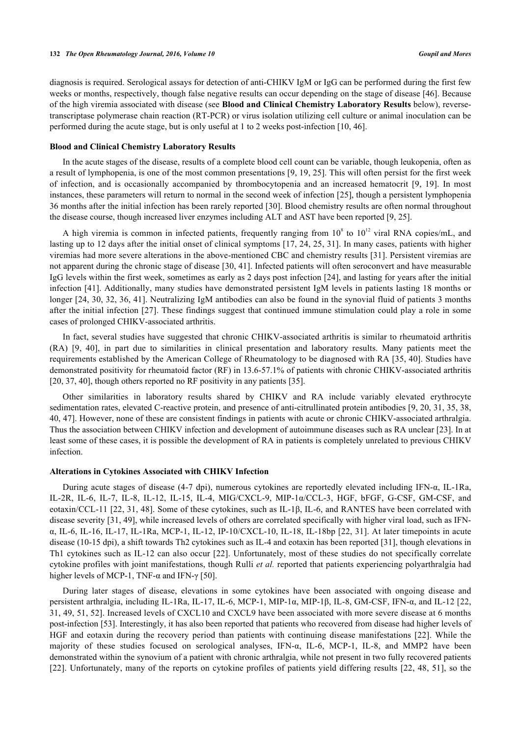diagnosis is required. Serological assays for detection of anti-CHIKV IgM or IgG can be performed during the first few weeks or months, respectively, though false negative results can occur depending on the stage of disease [46]. Because of the high viremia associated with disease (see **Blood and Clinical Chemistry Laboratory Results** below), reverse-transcriptase polymerase chain reaction (RT-PCR) or virus isolation utilizing cell culture or animal inoculation can be performed during the acute stage, but is only useful at 1 to 2 weeks post-infection [10, 46].

### Blood and Clinical Chemistry Laboratory Results

In the acute stages of the disease, results of a complete blood cell count can be variable, though leukopenia, often as a result of lymphopenia, is one of the most common presentations [9, 19, 25]. This will often persist for the first week of infection, and is occasionally accompanied by thrombocytopenia and an increased hematocrit [9, 19]. In most instances, these parameters will return to normal in the second week of infection [25], though a persistent lymphopenia 36 months after the initial infection has been rarely reported [30]. Blood chemistry results are often normal throughout the disease course, though increased liver enzymes including ALT and AST have been reported [9, 25].

A high viremia is common in infected patients, frequently ranging from $10^8$ to $10^{12}$ viral RNA copies/mL, and lasting up to 12 days after the initial onset of clinical symptoms [17, 24, 25, 31]. In many cases, patients with higher viremias had more severe alterations in the above-mentioned CBC and chemistry results [31]. Persistent viremias are not apparent during the chronic stage of disease [30, 41]. Infected patients will often seroconvert and have measurable IgG levels within the first week, sometimes as early as 2 days post infection [24], and lasting for years after the initial infection [41]. Additionally, many studies have demonstrated persistent IgM levels in patients lasting 18 months or longer [24, 30, 32, 36, 41]. Neutralizing IgM antibodies can also be found in the synovial fluid of patients 3 months after the initial infection [27]. These findings suggest that continued immune stimulation could play a role in some cases of prolonged CHIKV-associated arthritis.

In fact, several studies have suggested that chronic CHIKV-associated arthritis is similar to rheumatoid arthritis (RA) [9, 40], in part due to similarities in clinical presentation and laboratory results. Many patients meet the requirements established by the American College of Rheumatology to be diagnosed with RA [35, 40]. Studies have demonstrated positivity for rheumatoid factor (RF) in 13.6-57.1% of patients with chronic CHIKV-associated arthritis [20, 37, 40], though others reported no RF positivity in any patients [35].

Other similarities in laboratory results shared by CHIKV and RA include variably elevated erythrocyte sedimentation rates, elevated C-reactive protein, and presence of anti-citrullinated protein antibodies [9, 20, 31, 35, 38, 40, 47]. However, none of these are consistent findings in patients with acute or chronic CHIKV-associated arthralgia. Thus the association between CHIKV infection and development of autoimmune diseases such as RA unclear [23]. In at least some of these cases, it is possible the development of RA in patients is completely unrelated to previous CHIKV infection.

### Alterations in Cytokines Associated with CHIKV Infection

During acute stages of disease (4-7 dpi), numerous cytokines are reportedly elevated including IFN-α, IL-1Ra, IL-2R, IL-6, IL-7, IL-8, IL-12, IL-15, IL-4, MIG/CXCL-9, MIP-1α/CCL-3, HGF, bFGF, G-CSF, GM-CSF, and eotaxin/CCL-11 [22, 31, 48]. Some of these cytokines, such as IL-1β, IL-6, and RANTES have been correlated with disease severity [31, 49], while increased levels of others are correlated specifically with higher viral load, such as IFN-α, IL-6, IL-16, IL-17, IL-1Ra, MCP-1, IL-12, IP-10/CXCL-10, IL-18, IL-18bp [22, 31]. At later timepoints in acute disease (10-15 dpi), a shift towards Th2 cytokines such as IL-4 and eotaxin has been reported [31], though elevations in Th1 cytokines such as IL-12 can also occur [22]. Unfortunately, most of these studies do not specifically correlate cytokine profiles with joint manifestations, though Rulli *et al.* reported that patients experiencing polyarthralgia had higher levels of MCP-1, TNF-α and IFN-γ [50].

During later stages of disease, elevations in some cytokines have been associated with ongoing disease and persistent arthralgia, including IL-1Ra, IL-17, IL-6, MCP-1, MIP-1α, MIP-1β, IL-8, GM-CSF, IFN-α, and IL-12 [22, 31, 49, 51, 52]. Increased levels of CXCL10 and CXCL9 have been associated with more severe disease at 6 months post-infection [53]. Interestingly, it has also been reported that patients who recovered from disease had higher levels of HGF and eotaxin during the recovery period than patients with continuing disease manifestations [22]. While the majority of these studies focused on serological analyses, IFN-α, IL-6, MCP-1, IL-8, and MMP2 have been demonstrated within the synovium of a patient with chronic arthralgia, while not present in two fully recovered patients [22]. Unfortunately, many of the reports on cytokine profiles of patients yield differing results [22, 48, 51], so the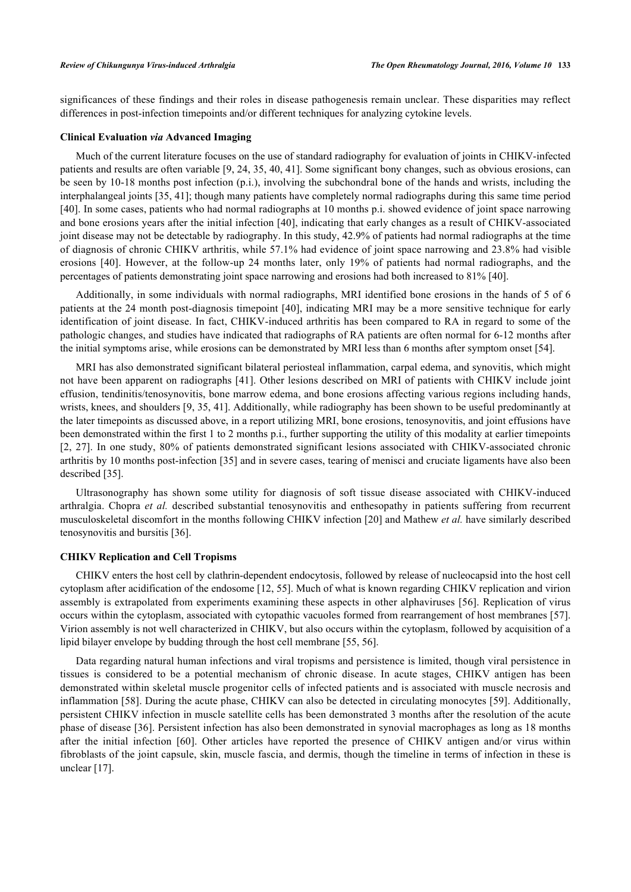significances of these findings and their roles in disease pathogenesis remain unclear. These disparities may reflect differences in post-infection timepoints and/or different techniques for analyzing cytokine levels.

### Clinical Evaluation *via* Advanced Imaging

Much of the current literature focuses on the use of standard radiography for evaluation of joints in CHIKV-infected patients and results are often variable [9, 24, 35, 40, 41]. Some significant bony changes, such as obvious erosions, can be seen by 10-18 months post infection (p.i.), involving the subchondral bone of the hands and wrists, including the interphalangeal joints [35, 41]; though many patients have completely normal radiographs during this same time period [40]. In some cases, patients who had normal radiographs at 10 months p.i. showed evidence of joint space narrowing and bone erosions years after the initial infection [40], indicating that early changes as a result of CHIKV-associated joint disease may not be detectable by radiography. In this study, 42.9% of patients had normal radiographs at the time of diagnosis of chronic CHIKV arthritis, while 57.1% had evidence of joint space narrowing and 23.8% had visible erosions [40]. However, at the follow-up 24 months later, only 19% of patients had normal radiographs, and the percentages of patients demonstrating joint space narrowing and erosions had both increased to 81% [40].

Additionally, in some individuals with normal radiographs, MRI identified bone erosions in the hands of 5 of 6 patients at the 24 month post-diagnosis timepoint [40], indicating MRI may be a more sensitive technique for early identification of joint disease. In fact, CHIKV-induced arthritis has been compared to RA in regard to some of the pathologic changes, and studies have indicated that radiographs of RA patients are often normal for 6-12 months after the initial symptoms arise, while erosions can be demonstrated by MRI less than 6 months after symptom onset [54].

MRI has also demonstrated significant bilateral periosteal inflammation, carpal edema, and synovitis, which might not have been apparent on radiographs [41]. Other lesions described on MRI of patients with CHIKV include joint effusion, tendinitis/tenosynovitis, bone marrow edema, and bone erosions affecting various regions including hands, wrists, knees, and shoulders [9, 35, 41]. Additionally, while radiography has been shown to be useful predominantly at the later timepoints as discussed above, in a report utilizing MRI, bone erosions, tenosynovitis, and joint effusions have been demonstrated within the first 1 to 2 months p.i., further supporting the utility of this modality at earlier timepoints [2, 27]. In one study, 80% of patients demonstrated significant lesions associated with CHIKV-associated chronic arthritis by 10 months post-infection [35] and in severe cases, tearing of menisci and cruciate ligaments have also been described [35].

Ultrasonography has shown some utility for diagnosis of soft tissue disease associated with CHIKV-induced arthralgia. Chopra *et al.* described substantial tenosynovitis and enthesopathy in patients suffering from recurrent musculoskeletal discomfort in the months following CHIKV infection [20] and Mathew *et al.* have similarly described tenosynovitis and bursitis [36].

### CHIKV Replication and Cell Tropisms

CHIKV enters the host cell by clathrin-dependent endocytosis, followed by release of nucleocapsid into the host cell cytoplasm after acidification of the endosome [12, 55]. Much of what is known regarding CHIKV replication and virion assembly is extrapolated from experiments examining these aspects in other alphaviruses [56]. Replication of virus occurs within the cytoplasm, associated with cytopathic vacuoles formed from rearrangement of host membranes [57]. Virion assembly is not well characterized in CHIKV, but also occurs within the cytoplasm, followed by acquisition of a lipid bilayer envelope by budding through the host cell membrane [55, 56].

Data regarding natural human infections and viral tropisms and persistence is limited, though viral persistence in tissues is considered to be a potential mechanism of chronic disease. In acute stages, CHIKV antigen has been demonstrated within skeletal muscle progenitor cells of infected patients and is associated with muscle necrosis and inflammation [58]. During the acute phase, CHIKV can also be detected in circulating monocytes [59]. Additionally, persistent CHIKV infection in muscle satellite cells has been demonstrated 3 months after the resolution of the acute phase of disease [36]. Persistent infection has also been demonstrated in synovial macrophages as long as 18 months after the initial infection [60]. Other articles have reported the presence of CHIKV antigen and/or virus within fibroblasts of the joint capsule, skin, muscle fascia, and dermis, though the timeline in terms of infection in these is unclear [17].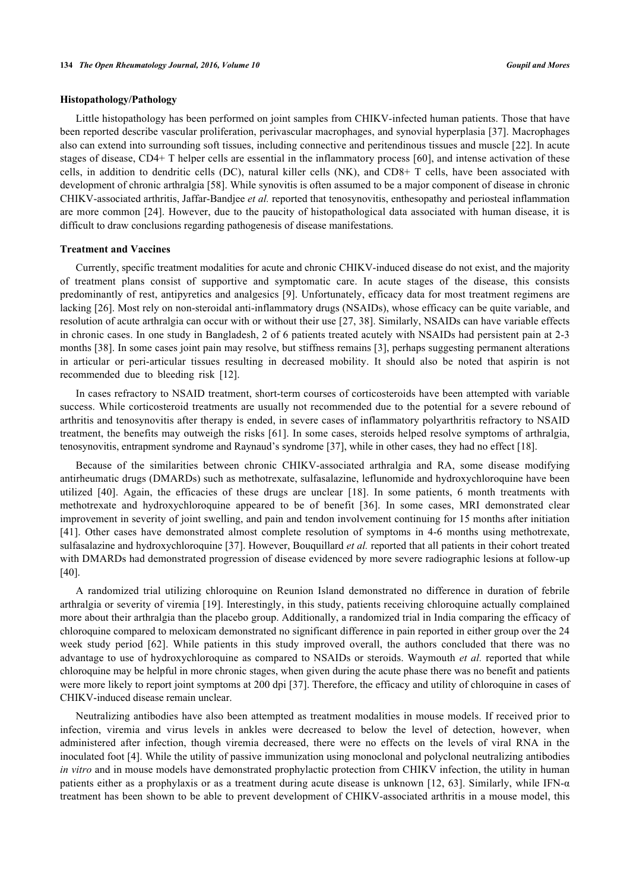### Histopathology/Pathology

Little histopathology has been performed on joint samples from CHIKV-infected human patients. Those that have been reported describe vascular proliferation, perivascular macrophages, and synovial hyperplasia [37]. Macrophages also can extend into surrounding soft tissues, including connective and peritendinous tissues and muscle [22]. In acute stages of disease, CD4+ T helper cells are essential in the inflammatory process [60], and intense activation of these cells, in addition to dendritic cells (DC), natural killer cells (NK), and CD8+ T cells, have been associated with development of chronic arthralgia [58]. While synovitis is often assumed to be a major component of disease in chronic CHIKV-associated arthritis, Jaffar-Bandjee *et al.* reported that tenosynovitis, enthesopathy and periosteal inflammation are more common [24]. However, due to the paucity of histopathological data associated with human disease, it is difficult to draw conclusions regarding pathogenesis of disease manifestations.

### Treatment and Vaccines

Currently, specific treatment modalities for acute and chronic CHIKV-induced disease do not exist, and the majority of treatment plans consist of supportive and symptomatic care. In acute stages of the disease, this consists predominantly of rest, antipyretics and analgesics [9]. Unfortunately, efficacy data for most treatment regimens are lacking [26]. Most rely on non-steroidal anti-inflammatory drugs (NSAIDs), whose efficacy can be quite variable, and resolution of acute arthralgia can occur with or without their use [27, 38]. Similarly, NSAIDs can have variable effects in chronic cases. In one study in Bangladesh, 2 of 6 patients treated acutely with NSAIDs had persistent pain at 2-3 months [38]. In some cases joint pain may resolve, but stiffness remains [3], perhaps suggesting permanent alterations in articular or peri-articular tissues resulting in decreased mobility. It should also be noted that aspirin is not recommended due to bleeding risk [12].

In cases refractory to NSAID treatment, short-term courses of corticosteroids have been attempted with variable success. While corticosteroid treatments are usually not recommended due to the potential for a severe rebound of arthritis and tenosynovitis after therapy is ended, in severe cases of inflammatory polyarthritis refractory to NSAID treatment, the benefits may outweigh the risks [61]. In some cases, steroids helped resolve symptoms of arthralgia, tenosynovitis, entrapment syndrome and Raynaud's syndrome [37], while in other cases, they had no effect [18].

Because of the similarities between chronic CHIKV-associated arthralgia and RA, some disease modifying antirheumatic drugs (DMARDs) such as methotrexate, sulfasalazine, leflunomide and hydroxychloroquine have been utilized [40]. Again, the efficacies of these drugs are unclear [18]. In some patients, 6 month treatments with methotrexate and hydroxychloroquine appeared to be of benefit [36]. In some cases, MRI demonstrated clear improvement in severity of joint swelling, and pain and tendon involvement continuing for 15 months after initiation [41]. Other cases have demonstrated almost complete resolution of symptoms in 4-6 months using methotrexate, sulfasalazine and hydroxychloroquine [37]. However, Bouquillard *et al.* reported that all patients in their cohort treated with DMARDs had demonstrated progression of disease evidenced by more severe radiographic lesions at follow-up [40].

A randomized trial utilizing chloroquine on Reunion Island demonstrated no difference in duration of febrile arthralgia or severity of viremia [19]. Interestingly, in this study, patients receiving chloroquine actually complained more about their arthralgia than the placebo group. Additionally, a randomized trial in India comparing the efficacy of chloroquine compared to meloxicam demonstrated no significant difference in pain reported in either group over the 24 week study period [62]. While patients in this study improved overall, the authors concluded that there was no advantage to use of hydroxychloroquine as compared to NSAIDs or steroids. Waymouth *et al.* reported that while chloroquine may be helpful in more chronic stages, when given during the acute phase there was no benefit and patients were more likely to report joint symptoms at 200 dpi [37]. Therefore, the efficacy and utility of chloroquine in cases of CHIKV-induced disease remain unclear.

Neutralizing antibodies have also been attempted as treatment modalities in mouse models. If received prior to infection, viremia and virus levels in ankles were decreased to below the level of detection, however, when administered after infection, though viremia decreased, there were no effects on the levels of viral RNA in the inoculated foot [4]. While the utility of passive immunization using monoclonal and polyclonal neutralizing antibodies *in vitro* and in mouse models have demonstrated prophylactic protection from CHIKV infection, the utility in human patients either as a prophylaxis or as a treatment during acute disease is unknown [12, 63]. Similarly, while IFN-α treatment has been shown to be able to prevent development of CHIKV-associated arthritis in a mouse model, this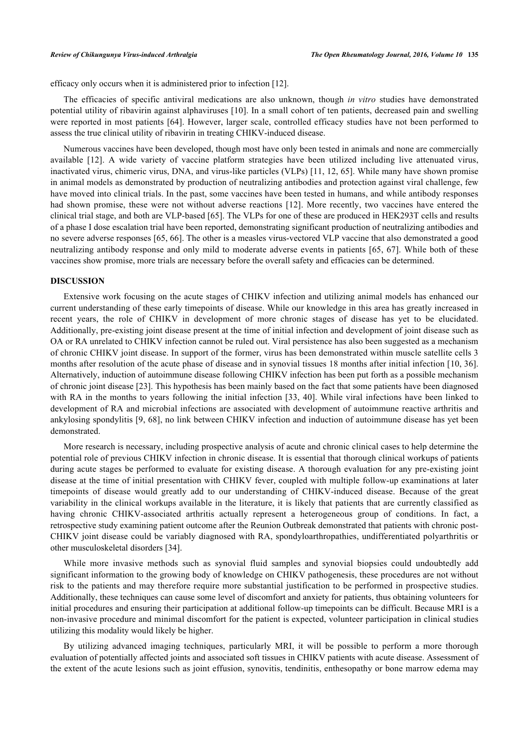efficacy only occurs when it is administered prior to infection [12].

The efficacies of specific antiviral medications are also unknown, though *in vitro* studies have demonstrated potential utility of ribavirin against alphaviruses [10]. In a small cohort of ten patients, decreased pain and swelling were reported in most patients [64]. However, larger scale, controlled efficacy studies have not been performed to assess the true clinical utility of ribavirin in treating CHIKV-induced disease.

Numerous vaccines have been developed, though most have only been tested in animals and none are commercially available [12]. A wide variety of vaccine platform strategies have been utilized including live attenuated virus, inactivated virus, chimeric virus, DNA, and virus-like particles (VLPs) [11, 12, 65]. While many have shown promise in animal models as demonstrated by production of neutralizing antibodies and protection against viral challenge, few have moved into clinical trials. In the past, some vaccines have been tested in humans, and while antibody responses had shown promise, these were not without adverse reactions [12]. More recently, two vaccines have entered the clinical trial stage, and both are VLP-based [65]. The VLPs for one of these are produced in HEK293T cells and results of a phase I dose escalation trial have been reported, demonstrating significant production of neutralizing antibodies and no severe adverse responses [65, 66]. The other is a measles virus-vectored VLP vaccine that also demonstrated a good neutralizing antibody response and only mild to moderate adverse events in patients [65, 67]. While both of these vaccines show promise, more trials are necessary before the overall safety and efficacies can be determined.

## DISCUSSION

Extensive work focusing on the acute stages of CHIKV infection and utilizing animal models has enhanced our current understanding of these early timepoints of disease. While our knowledge in this area has greatly increased in recent years, the role of CHIKV in development of more chronic stages of disease has yet to be elucidated. Additionally, pre-existing joint disease present at the time of initial infection and development of joint disease such as OA or RA unrelated to CHIKV infection cannot be ruled out. Viral persistence has also been suggested as a mechanism of chronic CHIKV joint disease. In support of the former, virus has been demonstrated within muscle satellite cells 3 months after resolution of the acute phase of disease and in synovial tissues 18 months after initial infection [10, 36]. Alternatively, induction of autoimmune disease following CHIKV infection has been put forth as a possible mechanism of chronic joint disease [23]. This hypothesis has been mainly based on the fact that some patients have been diagnosed with RA in the months to years following the initial infection [33, 40]. While viral infections have been linked to development of RA and microbial infections are associated with development of autoimmune reactive arthritis and ankylosing spondylitis [9, 68], no link between CHIKV infection and induction of autoimmune disease has yet been demonstrated.

More research is necessary, including prospective analysis of acute and chronic clinical cases to help determine the potential role of previous CHIKV infection in chronic disease. It is essential that thorough clinical workups of patients during acute stages be performed to evaluate for existing disease. A thorough evaluation for any pre-existing joint disease at the time of initial presentation with CHIKV fever, coupled with multiple follow-up examinations at later timepoints of disease would greatly add to our understanding of CHIKV-induced disease. Because of the great variability in the clinical workups available in the literature, it is likely that patients that are currently classified as having chronic CHIKV-associated arthritis actually represent a heterogeneous group of conditions. In fact, a retrospective study examining patient outcome after the Reunion Outbreak demonstrated that patients with chronic post-CHIKV joint disease could be variably diagnosed with RA, spondyloarthropathies, undifferentiated polyarthritis or other musculoskeletal disorders [34].

While more invasive methods such as synovial fluid samples and synovial biopsies could undoubtedly add significant information to the growing body of knowledge on CHIKV pathogenesis, these procedures are not without risk to the patients and may therefore require more substantial justification to be performed in prospective studies. Additionally, these techniques can cause some level of discomfort and anxiety for patients, thus obtaining volunteers for initial procedures and ensuring their participation at additional follow-up timepoints can be difficult. Because MRI is a non-invasive procedure and minimal discomfort for the patient is expected, volunteer participation in clinical studies utilizing this modality would likely be higher.

By utilizing advanced imaging techniques, particularly MRI, it will be possible to perform a more thorough evaluation of potentially affected joints and associated soft tissues in CHIKV patients with acute disease. Assessment of the extent of the acute lesions such as joint effusion, synovitis, tendinitis, enthesopathy or bone marrow edema may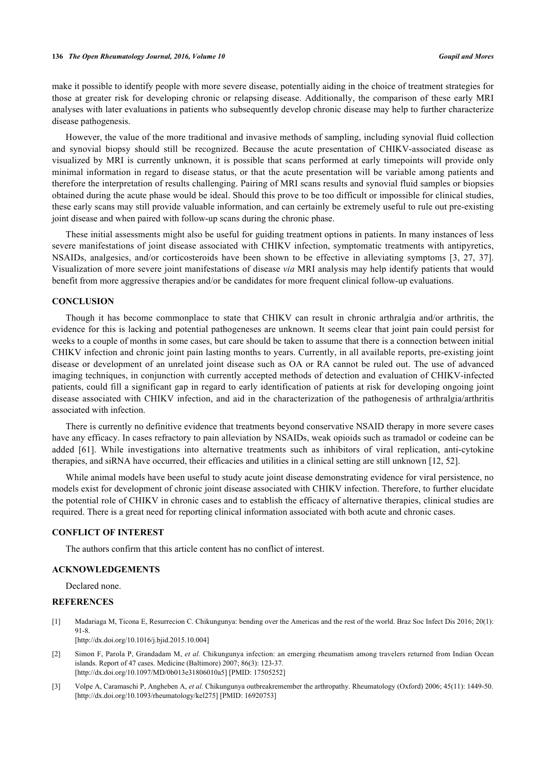make it possible to identify people with more severe disease, potentially aiding in the choice of treatment strategies for those at greater risk for developing chronic or relapsing disease. Additionally, the comparison of these early MRI analyses with later evaluations in patients who subsequently develop chronic disease may help to further characterize disease pathogenesis.

However, the value of the more traditional and invasive methods of sampling, including synovial fluid collection and synovial biopsy should still be recognized. Because the acute presentation of CHIKV-associated disease as visualized by MRI is currently unknown, it is possible that scans performed at early timepoints will provide only minimal information in regard to disease status, or that the acute presentation will be variable among patients and therefore the interpretation of results challenging. Pairing of MRI scans results and synovial fluid samples or biopsies obtained during the acute phase would be ideal. Should this prove to be too difficult or impossible for clinical studies, these early scans may still provide valuable information, and can certainly be extremely useful to rule out pre-existing joint disease and when paired with follow-up scans during the chronic phase.

These initial assessments might also be useful for guiding treatment options in patients. In many instances of less severe manifestations of joint disease associated with CHIKV infection, symptomatic treatments with antipyretics, NSAIDs, analgesics, and/or corticosteroids have been shown to be effective in alleviating symptoms [3, 27, 37]. Visualization of more severe joint manifestations of disease *via* MRI analysis may help identify patients that would benefit from more aggressive therapies and/or be candidates for more frequent clinical follow-up evaluations.

## CONCLUSION

Though it has become commonplace to state that CHIKV can result in chronic arthralgia and/or arthritis, the evidence for this is lacking and potential pathogeneses are unknown. It seems clear that joint pain could persist for weeks to a couple of months in some cases, but care should be taken to assume that there is a connection between initial CHIKV infection and chronic joint pain lasting months to years. Currently, in all available reports, pre-existing joint disease or development of an unrelated joint disease such as OA or RA cannot be ruled out. The use of advanced imaging techniques, in conjunction with currently accepted methods of detection and evaluation of CHIKV-infected patients, could fill a significant gap in regard to early identification of patients at risk for developing ongoing joint disease associated with CHIKV infection, and aid in the characterization of the pathogenesis of arthralgia/arthritis associated with infection.

There is currently no definitive evidence that treatments beyond conservative NSAID therapy in more severe cases have any efficacy. In cases refractory to pain alleviation by NSAIDs, weak opioids such as tramadol or codeine can be added [61]. While investigations into alternative treatments such as inhibitors of viral replication, anti-cytokine therapies, and siRNA have occurred, their efficacies and utilities in a clinical setting are still unknown [12, 52].

While animal models have been useful to study acute joint disease demonstrating evidence for viral persistence, no models exist for development of chronic joint disease associated with CHIKV infection. Therefore, to further elucidate the potential role of CHIKV in chronic cases and to establish the efficacy of alternative therapies, clinical studies are required. There is a great need for reporting clinical information associated with both acute and chronic cases.

## CONFLICT OF INTEREST

The authors confirm that this article content has no conflict of interest.

## ACKNOWLEDGEMENTS

Declared none.

## REFERENCES

[1] Madariaga M, Ticona E, Resurrecion C. Chikungunya: bending over the Americas and the rest of the world. Braz Soc Infect Dis 2016; 20(1): 91-8.
[http://dx.doi.org/10.1016/j.bjid.2015.10.004]

[2] Simon F, Parola P, Grandadam M, *et al.* Chikungunya infection: an emerging rheumatism among travelers returned from Indian Ocean islands. Report of 47 cases. Medicine (Baltimore) 2007; 86(3): 123-37.
[http://dx.doi.org/10.1097/MD/0b013e31806010a5] [PMID: 17505252]

[3] Volpe A, Caramaschi P, Angheben A, *et al.* Chikungunya outbreakremember the arthropathy. Rheumatology (Oxford) 2006; 45(11): 1449-50.
[http://dx.doi.org/10.1093/rheumatology/kel275] [PMID: 16920753]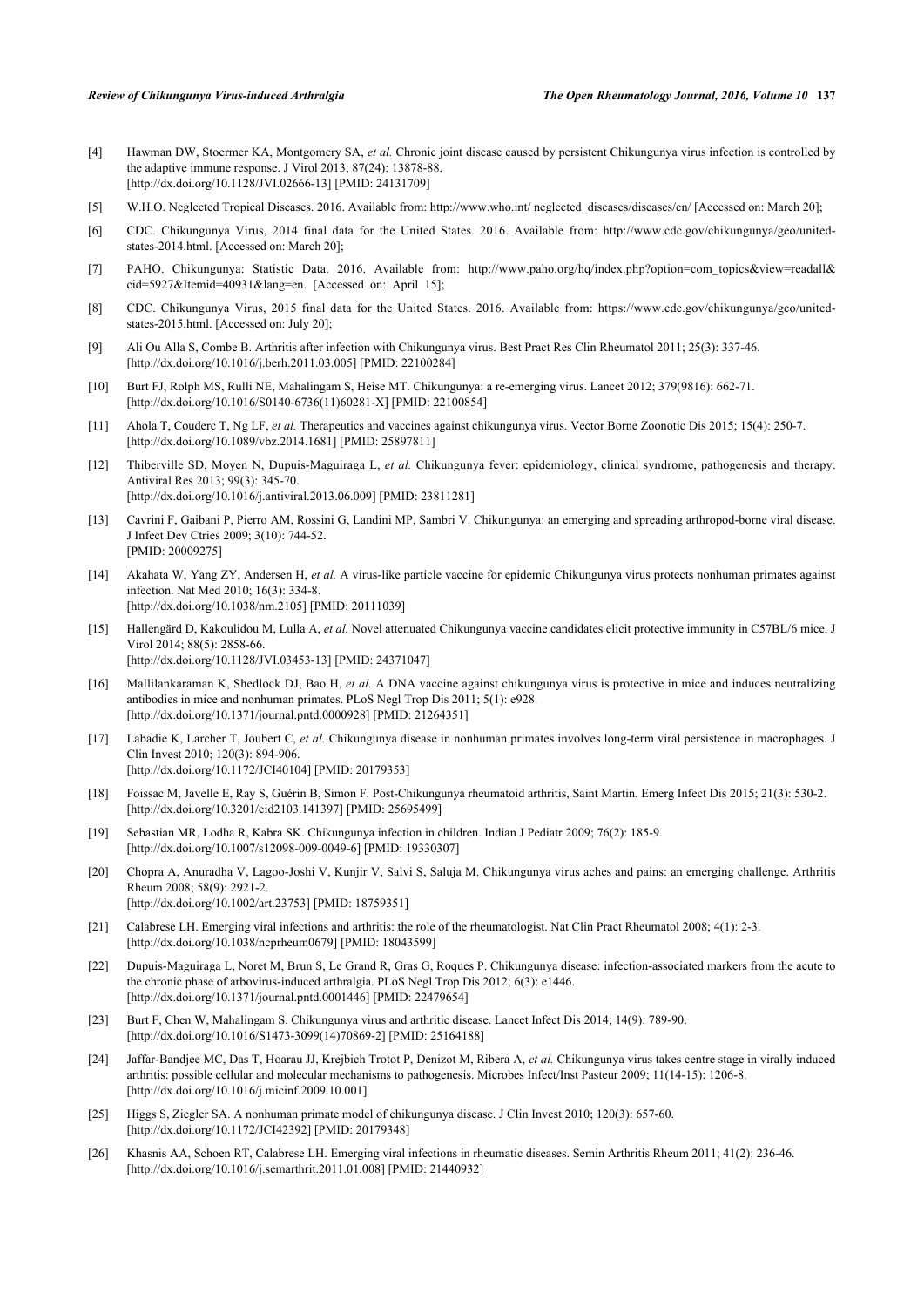[4] Hawman DW, Stoermer KA, Montgomery SA, *et al.* Chronic joint disease caused by persistent Chikungunya virus infection is controlled by the adaptive immune response. J Virol 2013; 87(24): 13878-88.
[http://dx.doi.org/10.1128/JVI.02666-13] [PMID: 24131709]

[5] W.H.O. Neglected Tropical Diseases. 2016. Available from: http://www.who.int/ neglected_diseases/diseases/en/ [Accessed on: March 20];

[6] CDC. Chikungunya Virus, 2014 final data for the United States. 2016. Available from: http://www.cdc.gov/chikungunya/geo/united-states-2014.html. [Accessed on: March 20];

[7] PAHO. Chikungunya: Statistic Data. 2016. Available from: http://www.paho.org/hq/index.php?option=com_topics&view=readall&cid=5927&Itemid=40931&lang=en. [Accessed on: April 15];

[8] CDC. Chikungunya Virus, 2015 final data for the United States. 2016. Available from: https://www.cdc.gov/chikungunya/geo/united-states-2015.html. [Accessed on: July 20];

[9] Ali Ou Alla S, Combe B. Arthritis after infection with Chikungunya virus. Best Pract Res Clin Rheumatol 2011; 25(3): 337-46.
[http://dx.doi.org/10.1016/j.berh.2011.03.005] [PMID: 22100284]

[10] Burt FJ, Rolph MS, Rulli NE, Mahalingam S, Heise MT. Chikungunya: a re-emerging virus. Lancet 2012; 379(9816): 662-71.
[http://dx.doi.org/10.1016/S0140-6736(11)60281-X] [PMID: 22100854]

[11] Ahola T, Couderc T, Ng LF, *et al.* Therapeutics and vaccines against chikungunya virus. Vector Borne Zoonotic Dis 2015; 15(4): 250-7.
[http://dx.doi.org/10.1089/vbz.2014.1681] [PMID: 25897811]

[12] Thiberville SD, Moyen N, Dupuis-Maguiraga L, *et al.* Chikungunya fever: epidemiology, clinical syndrome, pathogenesis and therapy. Antiviral Res 2013; 99(3): 345-70.
[http://dx.doi.org/10.1016/j.antiviral.2013.06.009] [PMID: 23811281]

[13] Cavrini F, Gaibani P, Pierro AM, Rossini G, Landini MP, Sambri V. Chikungunya: an emerging and spreading arthropod-borne viral disease. J Infect Dev Ctries 2009; 3(10): 744-52.
[PMID: 20009275]

[14] Akahata W, Yang ZY, Andersen H, *et al.* A virus-like particle vaccine for epidemic Chikungunya virus protects nonhuman primates against infection. Nat Med 2010; 16(3): 334-8.
[http://dx.doi.org/10.1038/nm.2105] [PMID: 20111039]

[15] Hallengärd D, Kakoulidou M, Lulla A, *et al.* Novel attenuated Chikungunya vaccine candidates elicit protective immunity in C57BL/6 mice. J Virol 2014; 88(5): 2858-66.
[http://dx.doi.org/10.1128/JVI.03453-13] [PMID: 24371047]

[16] Mallilankaraman K, Shedlock DJ, Bao H, *et al.* A DNA vaccine against chikungunya virus is protective in mice and induces neutralizing antibodies in mice and nonhuman primates. PLoS Negl Trop Dis 2011; 5(1): e928.
[http://dx.doi.org/10.1371/journal.pntd.0000928] [PMID: 21264351]

[17] Labadie K, Larcher T, Joubert C, *et al.* Chikungunya disease in nonhuman primates involves long-term viral persistence in macrophages. J Clin Invest 2010; 120(3): 894-906.
[http://dx.doi.org/10.1172/JCI40104] [PMID: 20179353]

[18] Foissac M, Javelle E, Ray S, Guérin B, Simon F. Post-Chikungunya rheumatoid arthritis, Saint Martin. Emerg Infect Dis 2015; 21(3): 530-2.
[http://dx.doi.org/10.3201/eid2103.141397] [PMID: 25695499]

[19] Sebastian MR, Lodha R, Kabra SK. Chikungunya infection in children. Indian J Pediatr 2009; 76(2): 185-9.
[http://dx.doi.org/10.1007/s12098-009-0049-6] [PMID: 19330307]

[20] Chopra A, Anuradha V, Lagoo-Joshi V, Kunjir V, Salvi S, Saluja M. Chikungunya virus aches and pains: an emerging challenge. Arthritis Rheum 2008; 58(9): 2921-2.
[http://dx.doi.org/10.1002/art.23753] [PMID: 18759351]

[21] Calabrese LH. Emerging viral infections and arthritis: the role of the rheumatologist. Nat Clin Pract Rheumatol 2008; 4(1): 2-3.
[http://dx.doi.org/10.1038/ncprheum0679] [PMID: 18043599]

[22] Dupuis-Maguiraga L, Noret M, Brun S, Le Grand R, Gras G, Roques P. Chikungunya disease: infection-associated markers from the acute to the chronic phase of arbovirus-induced arthralgia. PLoS Negl Trop Dis 2012; 6(3): e1446.
[http://dx.doi.org/10.1371/journal.pntd.0001446] [PMID: 22479654]

[23] Burt F, Chen W, Mahalingam S. Chikungunya virus and arthritic disease. Lancet Infect Dis 2014; 14(9): 789-90.
[http://dx.doi.org/10.1016/S1473-3099(14)70869-2] [PMID: 25164188]

[24] Jaffar-Bandjee MC, Das T, Hoarau JJ, Krejbich Trotot P, Denizot M, Ribera A, *et al.* Chikungunya virus takes centre stage in virally induced arthritis: possible cellular and molecular mechanisms to pathogenesis. Microbes Infect/Inst Pasteur 2009; 11(14-15): 1206-8.
[http://dx.doi.org/10.1016/j.micinf.2009.10.001]

[25] Higgs S, Ziegler SA. A nonhuman primate model of chikungunya disease. J Clin Invest 2010; 120(3): 657-60.
[http://dx.doi.org/10.1172/JCI42392] [PMID: 20179348]

[26] Khasnis AA, Schoen RT, Calabrese LH. Emerging viral infections in rheumatic diseases. Semin Arthritis Rheum 2011; 41(2): 236-46.
[http://dx.doi.org/10.1016/j.semarthrit.2011.01.008] [PMID: 21440932]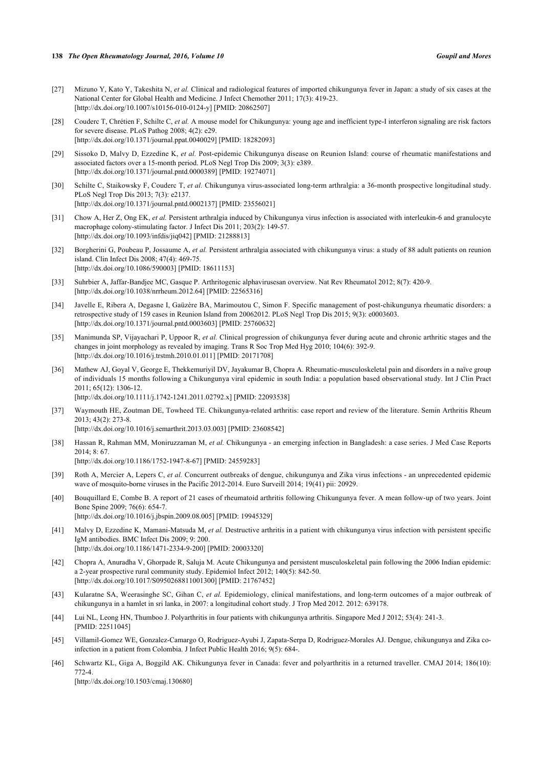[27] Mizuno Y, Kato Y, Takeshita N, *et al.* Clinical and radiological features of imported chikungunya fever in Japan: a study of six cases at the National Center for Global Health and Medicine. J Infect Chemother 2011; 17(3): 419-23. [http://dx.doi.org/10.1007/s10156-010-0124-y] [PMID: 20862507]

[28] Couderc T, Chrétien F, Schilte C, *et al.* A mouse model for Chikungunya: young age and inefficient type-I interferon signaling are risk factors for severe disease. PLoS Pathog 2008; 4(2): e29. [http://dx.doi.org/10.1371/journal.ppat.0040029] [PMID: 18282093]

[29] Sissoko D, Malvy D, Ezzedine K, *et al.* Post-epidemic Chikungunya disease on Reunion Island: course of rheumatic manifestations and associated factors over a 15-month period. PLoS Negl Trop Dis 2009; 3(3): e389. [http://dx.doi.org/10.1371/journal.pntd.0000389] [PMID: 19274071]

[30] Schilte C, Staikowsky F, Couderc T, *et al.* Chikungunya virus-associated long-term arthralgia: a 36-month prospective longitudinal study. PLoS Negl Trop Dis 2013; 7(3): e2137. [http://dx.doi.org/10.1371/journal.pntd.0002137] [PMID: 23556021]

[31] Chow A, Her Z, Ong EK, *et al.* Persistent arthralgia induced by Chikungunya virus infection is associated with interleukin-6 and granulocyte macrophage colony-stimulating factor. J Infect Dis 2011; 203(2): 149-57. [http://dx.doi.org/10.1093/infdis/jiq042] [PMID: 21288813]

[32] Borgherini G, Poubeau P, Jossaume A, *et al.* Persistent arthralgia associated with chikungunya virus: a study of 88 adult patients on reunion island. Clin Infect Dis 2008; 47(4): 469-75. [http://dx.doi.org/10.1086/590003] [PMID: 18611153]

[33] Suhrbier A, Jaffar-Bandjee MC, Gasque P. Arthritogenic alphavirusesan overview. Nat Rev Rheumatol 2012; 8(7): 420-9. [http://dx.doi.org/10.1038/nrrheum.2012.64] [PMID: 22565316]

[34] Javelle E, Ribera A, Degasne I, Gaüzère BA, Marimoutou C, Simon F. Specific management of post-chikungunya rheumatic disorders: a retrospective study of 159 cases in Reunion Island from 20062012. PLoS Negl Trop Dis 2015; 9(3): e0003603. [http://dx.doi.org/10.1371/journal.pntd.0003603] [PMID: 25760632]

[35] Manimunda SP, Vijayachari P, Uppoor R, *et al.* Clinical progression of chikungunya fever during acute and chronic arthritic stages and the changes in joint morphology as revealed by imaging. Trans R Soc Trop Med Hyg 2010; 104(6): 392-9. [http://dx.doi.org/10.1016/j.trstmh.2010.01.011] [PMID: 20171708]

[36] Mathew AJ, Goyal V, George E, Thekkemuriyil DV, Jayakumar B, Chopra A. Rheumatic-musculoskeletal pain and disorders in a naïve group of individuals 15 months following a Chikungunya viral epidemic in south India: a population based observational study. Int J Clin Pract 2011; 65(12): 1306-12. [http://dx.doi.org/10.1111/j.1742-1241.2011.02792.x] [PMID: 22093538]

[37] Waymouth HE, Zoutman DE, Towheed TE. Chikungunya-related arthritis: case report and review of the literature. Semin Arthritis Rheum 2013; 43(2): 273-8. [http://dx.doi.org/10.1016/j.semarthrit.2013.03.003] [PMID: 23608542]

[38] Hassan R, Rahman MM, Moniruzzaman M, *et al.* Chikungunya - an emerging infection in Bangladesh: a case series. J Med Case Reports 2014; 8: 67. [http://dx.doi.org/10.1186/1752-1947-8-67] [PMID: 24559283]

[39] Roth A, Mercier A, Lepers C, *et al.* Concurrent outbreaks of dengue, chikungunya and Zika virus infections - an unprecedented epidemic wave of mosquito-borne viruses in the Pacific 2012-2014. Euro Surveill 2014; 19(41) pii: 20929.

[40] Bouquillard E, Combe B. A report of 21 cases of rheumatoid arthritis following Chikungunya fever. A mean follow-up of two years. Joint Bone Spine 2009; 76(6): 654-7. [http://dx.doi.org/10.1016/j.jbspin.2009.08.005] [PMID: 19945329]

[41] Malvy D, Ezzedine K, Mamani-Matsuda M, *et al.* Destructive arthritis in a patient with chikungunya virus infection with persistent specific IgM antibodies. BMC Infect Dis 2009; 9: 200. [http://dx.doi.org/10.1186/1471-2334-9-200] [PMID: 20003320]

[42] Chopra A, Anuradha V, Ghorpade R, Saluja M. Acute Chikungunya and persistent musculoskeletal pain following the 2006 Indian epidemic: a 2-year prospective rural community study. Epidemiol Infect 2012; 140(5): 842-50. [http://dx.doi.org/10.1017/S0950268811001300] [PMID: 21767452]

[43] Kularatne SA, Weerasinghe SC, Gihan C, *et al.* Epidemiology, clinical manifestations, and long-term outcomes of a major outbreak of chikungunya in a hamlet in sri lanka, in 2007: a longitudinal cohort study. J Trop Med 2012. 2012: 639178.

[44] Lui NL, Leong HN, Thumboo J. Polyarthritis in four patients with chikungunya arthritis. Singapore Med J 2012; 53(4): 241-3. [PMID: 22511045]

[45] Villamil-Gomez WE, Gonzalez-Camargo O, Rodriguez-Ayubi J, Zapata-Serpa D, Rodriguez-Morales AJ. Dengue, chikungunya and Zika co-infection in a patient from Colombia. J Infect Public Health 2016; 9(5): 684-.

[46] Schwartz KL, Giga A, Boggild AK. Chikungunya fever in Canada: fever and polyarthritis in a returned traveller. CMAJ 2014; 186(10): 772-4. [http://dx.doi.org/10.1503/cmaj.130680]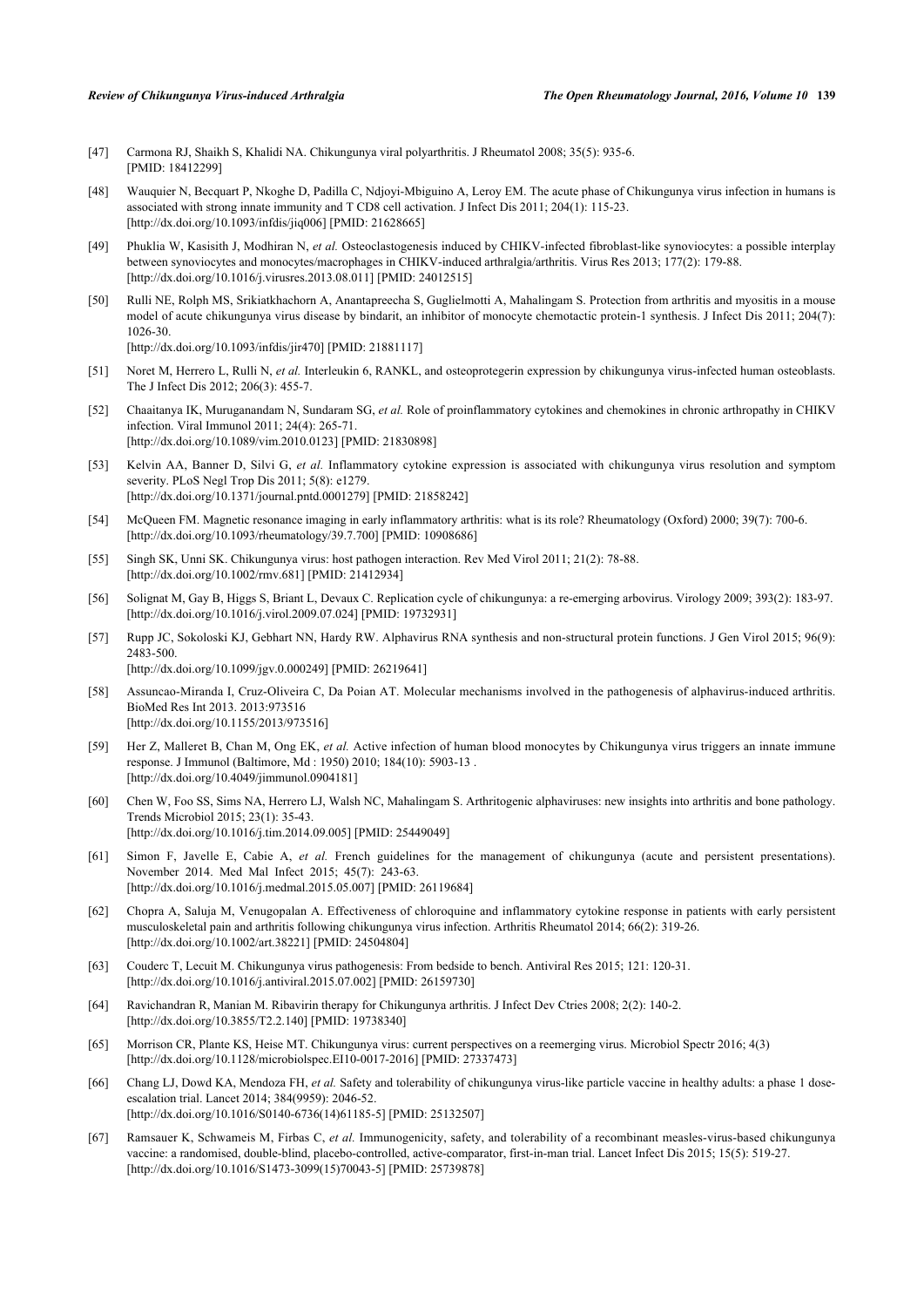[47] Carmona RJ, Shaikh S, Khalidi NA. Chikungunya viral polyarthritis. J Rheumatol 2008; 35(5): 935-6. [PMID: 18412299]

[48] Wauquier N, Becquart P, Nkoghe D, Padilla C, Ndjoyi-Mbiguino A, Leroy EM. The acute phase of Chikungunya virus infection in humans is associated with strong innate immunity and T CD8 cell activation. J Infect Dis 2011; 204(1): 115-23. [http://dx.doi.org/10.1093/infdis/jiq006] [PMID: 21628665]

[49] Phuklia W, Kasisith J, Modhiran N, *et al.* Osteoclastogenesis induced by CHIKV-infected fibroblast-like synoviocytes: a possible interplay between synoviocytes and monocytes/macrophages in CHIKV-induced arthralgia/arthritis. Virus Res 2013; 177(2): 179-88. [http://dx.doi.org/10.1016/j.virusres.2013.08.011] [PMID: 24012515]

[50] Rulli NE, Rolph MS, Srikiatkhachorn A, Anantapreecha S, Guglielmotti A, Mahalingam S. Protection from arthritis and myositis in a mouse model of acute chikungunya virus disease by bindarit, an inhibitor of monocyte chemotactic protein-1 synthesis. J Infect Dis 2011; 204(7): 1026-30. [http://dx.doi.org/10.1093/infdis/jir470] [PMID: 21881117]

[51] Noret M, Herrero L, Rulli N, *et al.* Interleukin 6, RANKL, and osteoprotegerin expression by chikungunya virus-infected human osteoblasts. The J Infect Dis 2012; 206(3): 455-7.

[52] Chaaitanya IK, Muruganandam N, Sundaram SG, *et al.* Role of proinflammatory cytokines and chemokines in chronic arthropathy in CHIKV infection. Viral Immunol 2011; 24(4): 265-71. [http://dx.doi.org/10.1089/vim.2010.0123] [PMID: 21830898]

[53] Kelvin AA, Banner D, Silvi G, *et al.* Inflammatory cytokine expression is associated with chikungunya virus resolution and symptom severity. PLoS Negl Trop Dis 2011; 5(8): e1279. [http://dx.doi.org/10.1371/journal.pntd.0001279] [PMID: 21858242]

[54] McQueen FM. Magnetic resonance imaging in early inflammatory arthritis: what is its role? Rheumatology (Oxford) 2000; 39(7): 700-6. [http://dx.doi.org/10.1093/rheumatology/39.7.700] [PMID: 10908686]

[55] Singh SK, Unni SK. Chikungunya virus: host pathogen interaction. Rev Med Virol 2011; 21(2): 78-88. [http://dx.doi.org/10.1002/rmv.681] [PMID: 21412934]

[56] Solignat M, Gay B, Higgs S, Briant L, Devaux C. Replication cycle of chikungunya: a re-emerging arbovirus. Virology 2009; 393(2): 183-97. [http://dx.doi.org/10.1016/j.virol.2009.07.024] [PMID: 19732931]

[57] Rupp JC, Sokoloski KJ, Gebhart NN, Hardy RW. Alphavirus RNA synthesis and non-structural protein functions. J Gen Virol 2015; 96(9): 2483-500. [http://dx.doi.org/10.1099/jgv.0.000249] [PMID: 26219641]

[58] Assuncao-Miranda I, Cruz-Oliveira C, Da Poian AT. Molecular mechanisms involved in the pathogenesis of alphavirus-induced arthritis. BioMed Res Int 2013. 2013:973516 [http://dx.doi.org/10.1155/2013/973516]

[59] Her Z, Malleret B, Chan M, Ong EK, *et al.* Active infection of human blood monocytes by Chikungunya virus triggers an innate immune response. J Immunol (Baltimore, Md : 1950) 2010; 184(10): 5903-13 . [http://dx.doi.org/10.4049/jimmunol.0904181]

[60] Chen W, Foo SS, Sims NA, Herrero LJ, Walsh NC, Mahalingam S. Arthritogenic alphaviruses: new insights into arthritis and bone pathology. Trends Microbiol 2015; 23(1): 35-43. [http://dx.doi.org/10.1016/j.tim.2014.09.005] [PMID: 25449049]

[61] Simon F, Javelle E, Cabie A, *et al.* French guidelines for the management of chikungunya (acute and persistent presentations). November 2014. Med Mal Infect 2015; 45(7): 243-63. [http://dx.doi.org/10.1016/j.medmal.2015.05.007] [PMID: 26119684]

[62] Chopra A, Saluja M, Venugopalan A. Effectiveness of chloroquine and inflammatory cytokine response in patients with early persistent musculoskeletal pain and arthritis following chikungunya virus infection. Arthritis Rheumatol 2014; 66(2): 319-26. [http://dx.doi.org/10.1002/art.38221] [PMID: 24504804]

[63] Couderc T, Lecuit M. Chikungunya virus pathogenesis: From bedside to bench. Antiviral Res 2015; 121: 120-31. [http://dx.doi.org/10.1016/j.antiviral.2015.07.002] [PMID: 26159730]

[64] Ravichandran R, Manian M. Ribavirin therapy for Chikungunya arthritis. J Infect Dev Ctries 2008; 2(2): 140-2. [http://dx.doi.org/10.3855/T2.2.140] [PMID: 19738340]

[65] Morrison CR, Plante KS, Heise MT. Chikungunya virus: current perspectives on a reemerging virus. Microbiol Spectr 2016; 4(3) [http://dx.doi.org/10.1128/microbiolspec.EI10-0017-2016] [PMID: 27337473]

[66] Chang LJ, Dowd KA, Mendoza FH, *et al.* Safety and tolerability of chikungunya virus-like particle vaccine in healthy adults: a phase 1 dose-escalation trial. Lancet 2014; 384(9959): 2046-52. [http://dx.doi.org/10.1016/S0140-6736(14)61185-5] [PMID: 25132507]

[67] Ramsauer K, Schwameis M, Firbas C, *et al.* Immunogenicity, safety, and tolerability of a recombinant measles-virus-based chikungunya vaccine: a randomised, double-blind, placebo-controlled, active-comparator, first-in-man trial. Lancet Infect Dis 2015; 15(5): 519-27. [http://dx.doi.org/10.1016/S1473-3099(15)70043-5] [PMID: 25739878]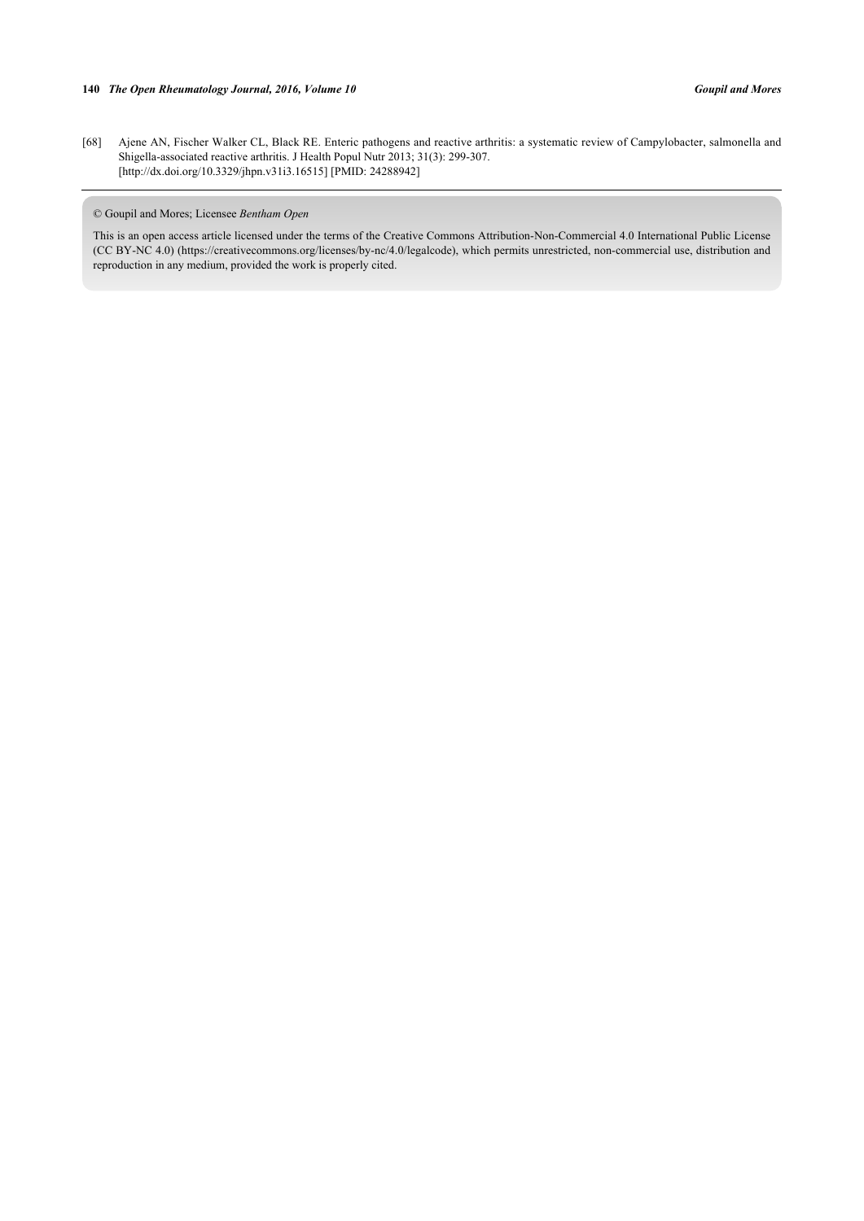[68] Ajene AN, Fischer Walker CL, Black RE. Enteric pathogens and reactive arthritis: a systematic review of Campylobacter, salmonella and Shigella-associated reactive arthritis. J Health Popul Nutr 2013; 31(3): 299-307. [http://dx.doi.org/10.3329/jhpn.v31i3.16515] [PMID: 24288942]

---

© Goupil and Mores; Licensee *Bentham Open*

This is an open access article licensed under the terms of the Creative Commons Attribution-Non-Commercial 4.0 International Public License (CC BY-NC 4.0) (https://creativecommons.org/licenses/by-nc/4.0/legalcode), which permits unrestricted, non-commercial use, distribution and reproduction in any medium, provided the work is properly cited.